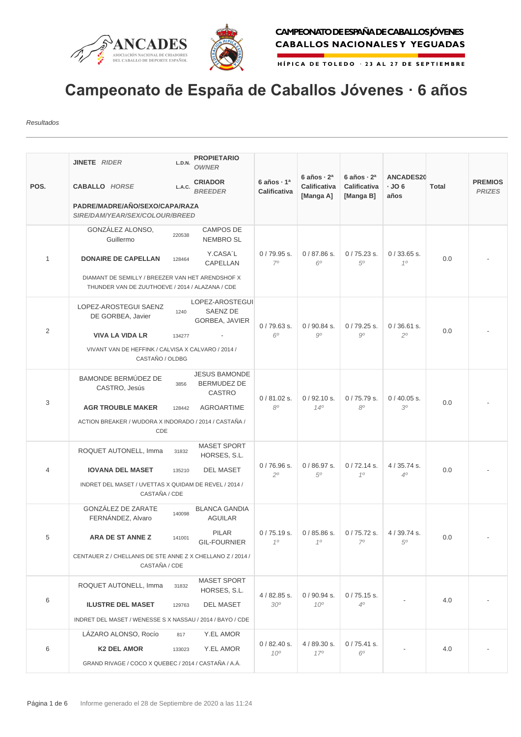CAMPEONATO DE ESPAÑA DE CABALLOS JÓVENES
CABALLOS NACIONALES Y YEGUADAS
HÍPICA DE TOLEDO · 23 AL 27 DE SEPTIEMBRE

# Campeonato de España de Caballos Jóvenes · 6 años

*Resultados*

| POS. | JINETE *RIDER* / CABALLO *HORSE* / PADRE/MADRE/AÑO/SEXO/CAPA/RAZA *SIRE/DAM/YEAR/SEX/COLOUR/BREED* | L.D.N. / L.A.C. | PROPIETARIO *OWNER* / CRIADOR *BREEDER* | 6 años · 1ª Calificativa | 6 años · 2ª Calificativa [Manga A] | 6 años · 2ª Calificativa [Manga B] | ANCADES20 · JO 6 años | Total | PREMIOS *PRIZES* |
|---|---|---|---|---|---|---|---|---|---|
| 1 | GONZÁLEZ ALONSO, Guillermo / **DONAIRE DE CAPELLAN** / DIAMANT DE SEMILLY / BREEZER VAN HET ARENDSHOF X THUNDER VAN DE ZUUTHOEVE / 2014 / ALAZANA / CDE | 220538 / 128464 | CAMPOS DE NEMBRO SL / Y.CASA´L CAPELLAN | 0 / 79.95 s. *7º* | 0 / 87.86 s. *6º* | 0 / 75.23 s. *5º* | 0 / 33.65 s. *1º* | 0.0 | - |
| 2 | LOPEZ-AROSTEGUI SAENZ DE GORBEA, Javier / **VIVA LA VIDA LR** / VIVANT VAN DE HEFFINK / CALVISA X CALVARO / 2014 / CASTAÑO / OLDBG | 1240 / 134277 | LOPEZ-AROSTEGUI SAENZ DE GORBEA, JAVIER / - | 0 / 79.63 s. *6º* | 0 / 90.84 s. *9º* | 0 / 79.25 s. *9º* | 0 / 36.61 s. *2º* | 0.0 | - |
| 3 | BAMONDE BERMÚDEZ DE CASTRO, Jesús / **AGR TROUBLE MAKER** / ACTION BREAKER / WUDORA X INDORADO / 2014 / CASTAÑA / CDE | 3856 / 128442 | JESUS BAMONDE BERMUDEZ DE CASTRO / AGROARTIME | 0 / 81.02 s. *8º* | 0 / 92.10 s. *14º* | 0 / 75.79 s. *8º* | 0 / 40.05 s. *3º* | 0.0 | - |
| 4 | ROQUET AUTONELL, Imma / **IOVANA DEL MASET** / INDRET DEL MASET / UVETTAS X QUIDAM DE REVEL / 2014 / CASTAÑA / CDE | 31832 / 135210 | MASET SPORT HORSES, S.L. / DEL MASET | 0 / 76.96 s. *2º* | 0 / 86.97 s. *5º* | 0 / 72.14 s. *1º* | 4 / 35.74 s. *4º* | 0.0 | - |
| 5 | GONZÁLEZ DE ZARATE FERNÁNDEZ, Alvaro / **ARA DE ST ANNE Z** / CENTAUER Z / CHELLANIS DE STE ANNE Z X CHELLANO Z / 2014 / CASTAÑA / CDE | 140098 / 141001 | BLANCA GANDIA AGUILAR / PILAR GIL-FOURNIER | 0 / 75.19 s. *1º* | 0 / 85.86 s. *1º* | 0 / 75.72 s. *7º* | 4 / 39.74 s. *5º* | 0.0 | - |
| 6 | ROQUET AUTONELL, Imma / **ILUSTRE DEL MASET** / INDRET DEL MASET / WENESSE S X NASSAU / 2014 / BAYO / CDE | 31832 / 129763 | MASET SPORT HORSES, S.L. / DEL MASET | 4 / 82.85 s. *30º* | 0 / 90.94 s. *10º* | 0 / 75.15 s. *4º* | - | 4.0 | - |
| 6 | LÁZARO ALONSO, Rocío / **K2 DEL AMOR** / GRAND RIVAGE / COCO X QUEBEC / 2014 / CASTAÑA / A.Á. | 817 / 133023 | Y.EL AMOR / Y.EL AMOR | 0 / 82.40 s. *10º* | 4 / 89.30 s. *17º* | 0 / 75.41 s. *6º* | - | 4.0 | - |

Informe generado el 28 de Septiembre de 2020 a las 11:24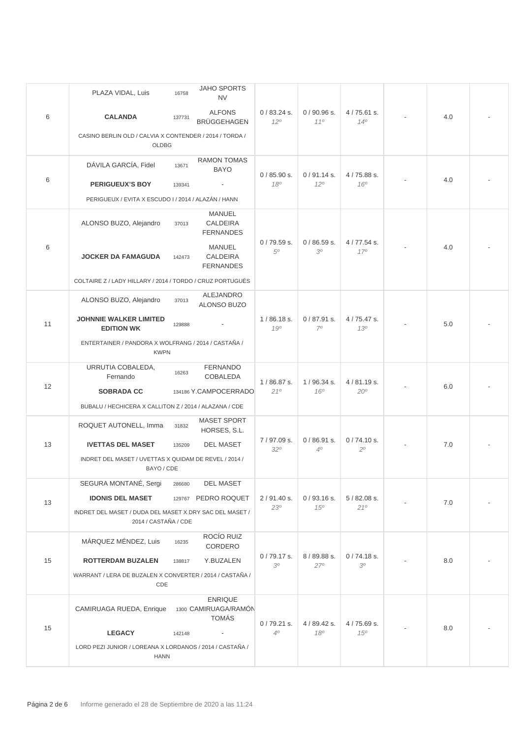| | | | | | | | |
|---|---|---|---|---|---|---|---|
| 6 | PLAZA VIDAL, Luis 16758 JAHO SPORTS NV<br>**CALANDA** 137731 ALFONS BRÜGGEHAGEN<br>CASINO BERLIN OLD / CALVIA X CONTENDER / 2014 / TORDA / OLDBG | 0 / 83.24 s.<br>*12º* | 0 / 90.96 s.<br>*11º* | 4 / 75.61 s.<br>*14º* | - | 4.0 | - |
| 6 | DÁVILA GARCÍA, Fidel 13671 RAMON TOMAS BAYO<br>**PERIGUEUX'S BOY** 139341 -<br>PERIGUEUX / EVITA X ESCUDO I / 2014 / ALAZÁN / HANN | 0 / 85.90 s.<br>*18º* | 0 / 91.14 s.<br>*12º* | 4 / 75.88 s.<br>*16º* | - | 4.0 | - |
| 6 | ALONSO BUZO, Alejandro 37013 MANUEL CALDEIRA FERNANDES<br>**JOCKER DA FAMAGUDA** 142473 MANUEL CALDEIRA FERNANDES<br>COLTAIRE Z / LADY HILLARY / 2014 / TORDO / CRUZ PORTUGUÉS | 0 / 79.59 s.<br>*5º* | 0 / 86.59 s.<br>*3º* | 4 / 77.54 s.<br>*17º* | - | 4.0 | - |
| 11 | ALONSO BUZO, Alejandro 37013 ALEJANDRO ALONSO BUZO<br>**JOHNNIE WALKER LIMITED EDITION WK** 129888 -<br>ENTERTAINER / PANDORA X WOLFRANG / 2014 / CASTAÑA / KWPN | 1 / 86.18 s.<br>*19º* | 0 / 87.91 s.<br>*7º* | 4 / 75.47 s.<br>*13º* | - | 5.0 | - |
| 12 | URRUTIA COBALEDA, Fernando 16263 FERNANDO COBALEDA<br>**SOBRADA CC** 134186 Y.CAMPOCERRADO<br>BUBALU / HECHICERA X CALLITON Z / 2014 / ALAZANA / CDE | 1 / 86.87 s.<br>*21º* | 1 / 96.34 s.<br>*16º* | 4 / 81.19 s.<br>*20º* | - | 6.0 | - |
| 13 | ROQUET AUTONELL, Imma 31832 MASET SPORT HORSES, S.L.<br>**IVETTAS DEL MASET** 135209 DEL MASET<br>INDRET DEL MASET / UVETTAS X QUIDAM DE REVEL / 2014 / BAYO / CDE | 7 / 97.09 s.<br>*32º* | 0 / 86.91 s.<br>*4º* | 0 / 74.10 s.<br>*2º* | - | 7.0 | - |
| 13 | SEGURA MONTANÉ, Sergi 286680 DEL MASET<br>**IDONIS DEL MASET** 129767 PEDRO ROQUET<br>INDRET DEL MASET / DUDA DEL MASET X DRY SAC DEL MASET / 2014 / CASTAÑA / CDE | 2 / 91.40 s.<br>*23º* | 0 / 93.16 s.<br>*15º* | 5 / 82.08 s.<br>*21º* | - | 7.0 | - |
| 15 | MÁRQUEZ MÉNDEZ, Luis 16235 ROCÍO RUIZ CORDERO<br>**ROTTERDAM BUZALEN** 138817 Y.BUZALEN<br>WARRANT / LERA DE BUZALEN X CONVERTER / 2014 / CASTAÑA / CDE | 0 / 79.17 s.<br>*3º* | 8 / 89.88 s.<br>*27º* | 0 / 74.18 s.<br>*3º* | - | 8.0 | - |
| 15 | CAMIRUAGA RUEDA, Enrique 1300 ENRIQUE CAMIRUAGA/RAMÓN TOMÁS<br>**LEGACY** 142148 -<br>LORD PEZI JUNIOR / LOREANA X LORDANOS / 2014 / CASTAÑA / HANN | 0 / 79.21 s.<br>*4º* | 4 / 89.42 s.<br>*18º* | 4 / 75.69 s.<br>*15º* | - | 8.0 | - |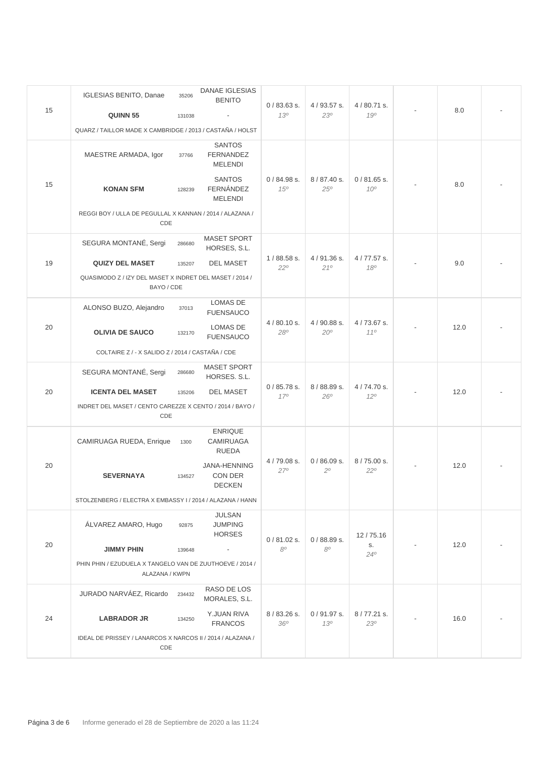| | | | | | | | | |
|---|---|---|---|---|---|---|---|---|
| 15 | IGLESIAS BENITO, Danae 35206 DANAE IGLESIAS BENITO<br>**QUINN 55** 131038 -<br>QUARZ / TAILLOR MADE X CAMBRIDGE / 2013 / CASTAÑA / HOLST | 0 / 83.63 s.<br>*13º* | 4 / 93.57 s.<br>*23º* | 4 / 80.71 s.<br>*19º* | - | 8.0 | - |
| 15 | MAESTRE ARMADA, Igor 37766 SANTOS FERNANDEZ MELENDI<br>**KONAN SFM** 128239 SANTOS FERNÁNDEZ MELENDI<br>REGGI BOY / ULLA DE PEGULLAL X KANNAN / 2014 / ALAZANA / CDE | 0 / 84.98 s.<br>*15º* | 8 / 87.40 s.<br>*25º* | 0 / 81.65 s.<br>*10º* | - | 8.0 | - |
| 19 | SEGURA MONTANÉ, Sergi 286680 MASET SPORT HORSES, S.L.<br>**QUIZY DEL MASET** 135207 DEL MASET<br>QUASIMODO Z / IZY DEL MASET X INDRET DEL MASET / 2014 / BAYO / CDE | 1 / 88.58 s.<br>*22º* | 4 / 91.36 s.<br>*21º* | 4 / 77.57 s.<br>*18º* | - | 9.0 | - |
| 20 | ALONSO BUZO, Alejandro 37013 LOMAS DE FUENSAUCO<br>**OLIVIA DE SAUCO** 132170 LOMAS DE FUENSAUCO<br>COLTAIRE Z / - X SALIDO Z / 2014 / CASTAÑA / CDE | 4 / 80.10 s.<br>*28º* | 4 / 90.88 s.<br>*20º* | 4 / 73.67 s.<br>*11º* | - | 12.0 | - |
| 20 | SEGURA MONTANÉ, Sergi 286680 MASET SPORT HORSES. S.L.<br>**ICENTA DEL MASET** 135206 DEL MASET<br>INDRET DEL MASET / CENTO CAREZZE X CENTO / 2014 / BAYO / CDE | 0 / 85.78 s.<br>*17º* | 8 / 88.89 s.<br>*26º* | 4 / 74.70 s.<br>*12º* | - | 12.0 | - |
| 20 | CAMIRUAGA RUEDA, Enrique 1300 ENRIQUE CAMIRUAGA RUEDA<br>**SEVERNAYA** 134527 JANA-HENNING CON DER DECKEN<br>STOLZENBERG / ELECTRA X EMBASSY I / 2014 / ALAZANA / HANN | 4 / 79.08 s.<br>*27º* | 0 / 86.09 s.<br>*2º* | 8 / 75.00 s.<br>*22º* | - | 12.0 | - |
| 20 | ÁLVAREZ AMARO, Hugo 92875 JULSAN JUMPING HORSES<br>**JIMMY PHIN** 139648 -<br>PHIN PHIN / EZUDUELA X TANGELO VAN DE ZUUTHOEVE / 2014 / ALAZANA / KWPN | 0 / 81.02 s.<br>*8º* | 0 / 88.89 s.<br>*8º* | 12 / 75.16 s.<br>*24º* | - | 12.0 | - |
| 24 | JURADO NARVÁEZ, Ricardo 234432 RASO DE LOS MORALES, S.L.<br>**LABRADOR JR** 134250 Y.JUAN RIVA FRANCOS<br>IDEAL DE PRISSEY / LANARCOS X NARCOS II / 2014 / ALAZANA / CDE | 8 / 83.26 s.<br>*36º* | 0 / 91.97 s.<br>*13º* | 8 / 77.21 s.<br>*23º* | - | 16.0 | - |

Informe generado el 28 de Septiembre de 2020 a las 11:24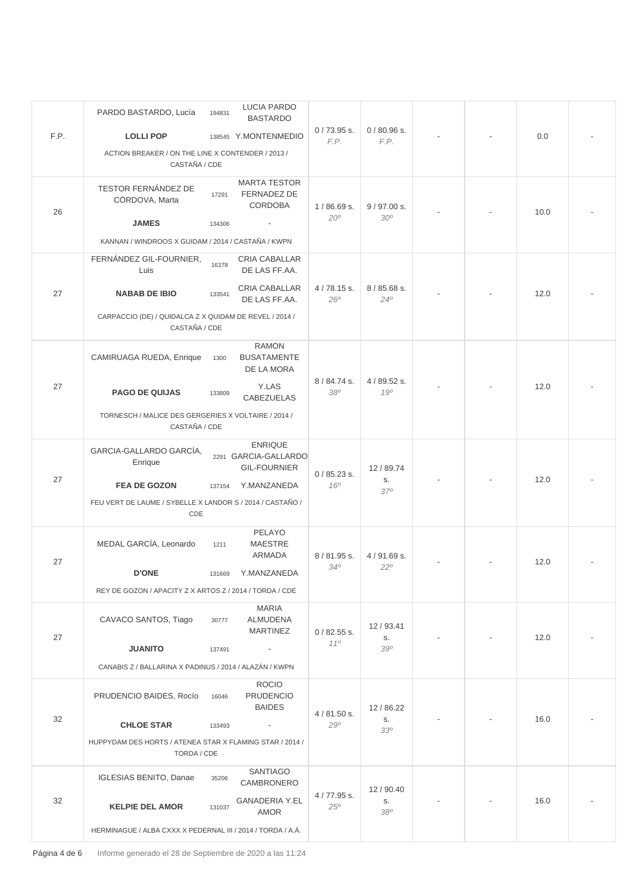| | | | | | | | |
|---|---|---|---|---|---|---|---|
| F.P. | PARDO BASTARDO, Lucía 194831 LUCIA PARDO BASTARDO<br>**LOLLI POP** 138545 Y.MONTENMEDIO<br>ACTION BREAKER / ON THE LINE X CONTENDER / 2013 / CASTAÑA / CDE | 0 / 73.95 s.<br>*F.P.* | 0 / 80.96 s.<br>*F.P.* | - | - | 0.0 | - |
| 26 | TESTOR FERNÁNDEZ DE CÓRDOVA, Marta 17291 MARTA TESTOR FERNADEZ DE CORDOBA<br>**JAMES** 134306 -<br>KANNAN / WINDROOS X GUIDAM / 2014 / CASTAÑA / KWPN | 1 / 86.69 s.<br>*20º* | 9 / 97.00 s.<br>*30º* | - | - | 10.0 | - |
| 27 | FERNÁNDEZ GIL-FOURNIER, Luis 16378 CRIA CABALLAR DE LAS FF.AA.<br>**NABAB DE IBIO** 133541 CRIA CABALLAR DE LAS FF.AA.<br>CARPACCIO (DE) / QUIDALCA Z X QUIDAM DE REVEL / 2014 / CASTAÑA / CDE | 4 / 78.15 s.<br>*26º* | 8 / 85.68 s.<br>*24º* | - | - | 12.0 | - |
| 27 | CAMIRUAGA RUEDA, Enrique 1300 RAMON BUSATAMENTE DE LA MORA<br>**PAGO DE QUIJAS** 133809 Y.LAS CABEZUELAS<br>TORNESCH / MALICE DES GERGERIES X VOLTAIRE / 2014 / CASTAÑA / CDE | 8 / 84.74 s.<br>*38º* | 4 / 89.52 s.<br>*19º* | - | - | 12.0 | - |
| 27 | GARCIA-GALLARDO GARCÍA, Enrique 2291 ENRIQUE GARCIA-GALLARDO GIL-FOURNIER<br>**FEA DE GOZON** 137154 Y.MANZANEDA<br>FEU VERT DE LAUME / SYBELLE X LANDOR S / 2014 / CASTAÑO / CDE | 0 / 85.23 s.<br>*16º* | 12 / 89.74 s.<br>*37º* | - | - | 12.0 | - |
| 27 | MEDAL GARCÍA, Leonardo 1211 PELAYO MAESTRE ARMADA<br>**D'ONE** 131669 Y.MANZANEDA<br>REY DE GOZON / APACITY Z X ARTOS Z / 2014 / TORDA / CDE | 8 / 81.95 s.<br>*34º* | 4 / 91.69 s.<br>*22º* | - | - | 12.0 | - |
| 27 | CAVACO SANTOS, Tiago 30777 MARIA ALMUDENA MARTINEZ<br>**JUANITO** 137491 -<br>CANABIS Z / BALLARINA X PADINUS / 2014 / ALAZÁN / KWPN | 0 / 82.55 s.<br>*11º* | 12 / 93.41 s.<br>*39º* | - | - | 12.0 | - |
| 32 | PRUDENCIO BAIDES, Rocío 16046 ROCIO PRUDENCIO BAIDES<br>**CHLOE STAR** 133493 -<br>HUPPYDAM DES HORTS / ATENEA STAR X FLAMING STAR / 2014 / TORDA / CDE | 4 / 81.50 s.<br>*29º* | 12 / 86.22 s.<br>*33º* | - | - | 16.0 | - |
| 32 | IGLESIAS BENITO, Danae 35206 SANTIAGO CAMBRONERO<br>**KELPIE DEL AMOR** 131037 GANADERIA Y.EL AMOR<br>HERMINAGUE / ALBA CXXX X PEDERNAL III / 2014 / TORDA / A.Á. | 4 / 77.95 s.<br>*25º* | 12 / 90.40 s.<br>*38º* | - | - | 16.0 | - |

Informe generado el 28 de Septiembre de 2020 a las 11:24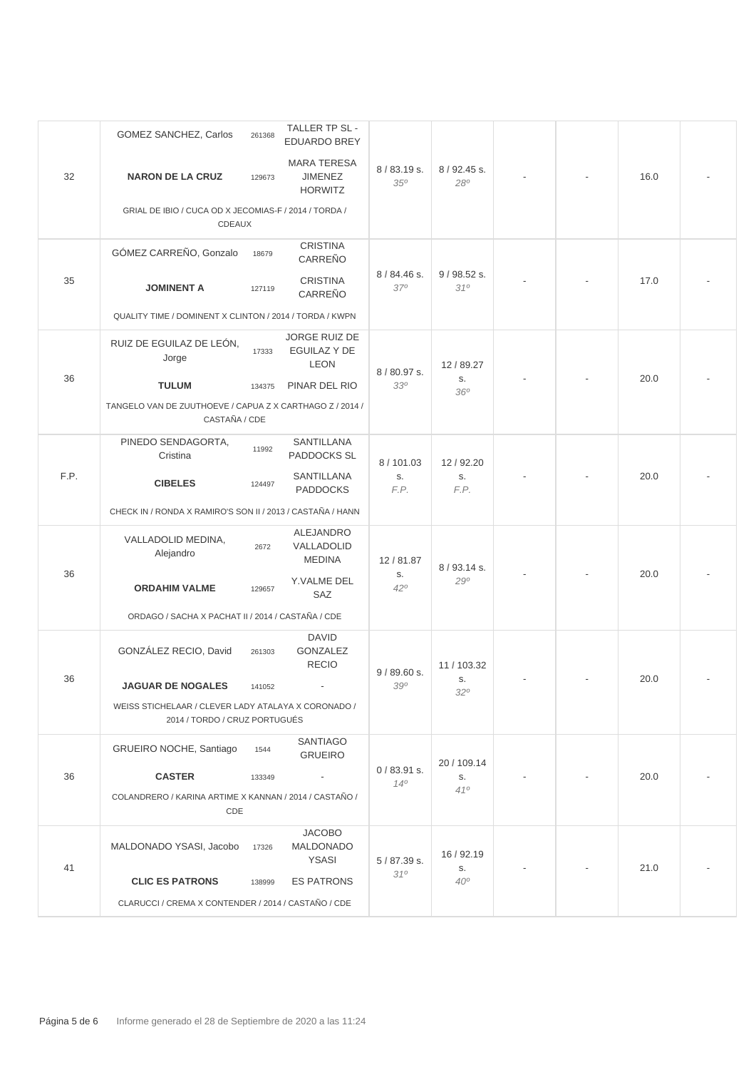| | | | | | | | |
|---|---|---|---|---|---|---|---|
| 32 | GOMEZ SANCHEZ, Carlos 261368 TALLER TP SL - EDUARDO BREY<br>**NARON DE LA CRUZ** 129673 MARA TERESA JIMENEZ HORWITZ<br>GRIAL DE IBIO / CUCA OD X JECOMIAS-F / 2014 / TORDA / CDEAUX | 8 / 83.19 s.<br>*35º* | 8 / 92.45 s.<br>*28º* | - | - | 16.0 | - |
| 35 | GÓMEZ CARREÑO, Gonzalo 18679 CRISTINA CARREÑO<br>**JOMINENT A** 127119 CRISTINA CARREÑO<br>QUALITY TIME / DOMINENT X CLINTON / 2014 / TORDA / KWPN | 8 / 84.46 s.<br>*37º* | 9 / 98.52 s.<br>*31º* | - | - | 17.0 | - |
| 36 | RUIZ DE EGUILAZ DE LEÓN, Jorge 17333 JORGE RUIZ DE EGUILAZ Y DE LEON<br>**TULUM** 134375 PINAR DEL RIO<br>TANGELO VAN DE ZUUTHOEVE / CAPUA Z X CARTHAGO Z / 2014 / CASTAÑA / CDE | 8 / 80.97 s.<br>*33º* | 12 / 89.27 s.<br>*36º* | - | - | 20.0 | - |
| F.P. | PINEDO SENDAGORTA, Cristina 11992 SANTILLANA PADDOCKS SL<br>**CIBELES** 124497 SANTILLANA PADDOCKS<br>CHECK IN / RONDA X RAMIRO'S SON II / 2013 / CASTAÑA / HANN | 8 / 101.03 s.<br>*F.P.* | 12 / 92.20 s.<br>*F.P.* | - | - | 20.0 | - |
| 36 | VALLADOLID MEDINA, Alejandro 2672 ALEJANDRO VALLADOLID MEDINA<br>**ORDAHIM VALME** 129657 Y.VALME DEL SAZ<br>ORDAGO / SACHA X PACHAT II / 2014 / CASTAÑA / CDE | 12 / 81.87 s.<br>*42º* | 8 / 93.14 s.<br>*29º* | - | - | 20.0 | - |
| 36 | GONZÁLEZ RECIO, David 261303 DAVID GONZALEZ RECIO<br>**JAGUAR DE NOGALES** 141052 -<br>WEISS STICHELAAR / CLEVER LADY ATALAYA X CORONADO / 2014 / TORDO / CRUZ PORTUGUÉS | 9 / 89.60 s.<br>*39º* | 11 / 103.32 s.<br>*32º* | - | - | 20.0 | - |
| 36 | GRUEIRO NOCHE, Santiago 1544 SANTIAGO GRUEIRO<br>**CASTER** 133349 -<br>COLANDRERO / KARINA ARTIME X KANNAN / 2014 / CASTAÑO / CDE | 0 / 83.91 s.<br>*14º* | 20 / 109.14 s.<br>*41º* | - | - | 20.0 | - |
| 41 | MALDONADO YSASI, Jacobo 17326 JACOBO MALDONADO YSASI<br>**CLIC ES PATRONS** 138999 ES PATRONS<br>CLARUCCI / CREMA X CONTENDER / 2014 / CASTAÑO / CDE | 5 / 87.39 s.<br>*31º* | 16 / 92.19 s.<br>*40º* | - | - | 21.0 | - |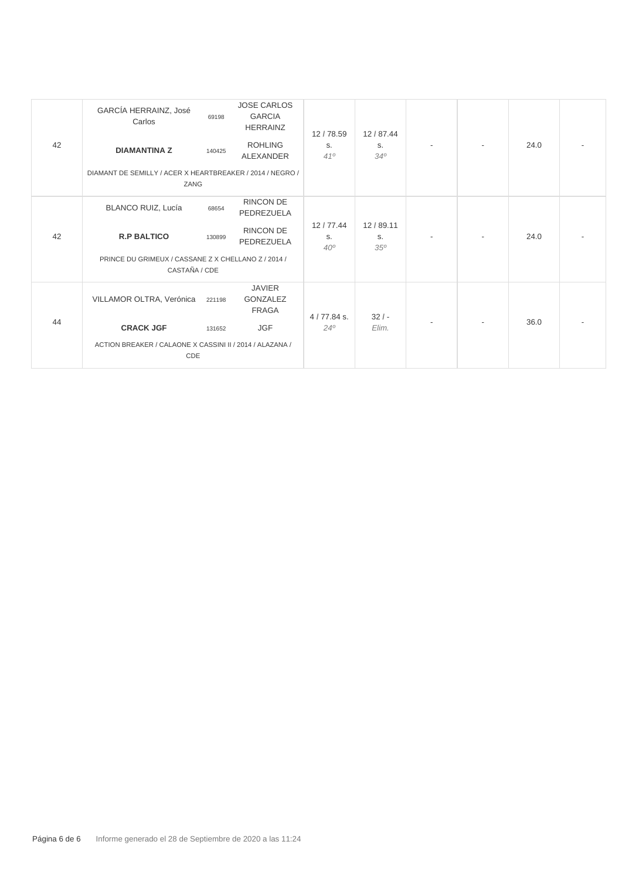| | | | | | | | | | |
|---|---|---|---|---|---|---|---|---|---|
| 42 | GARCÍA HERRAINZ, José Carlos 69198 JOSE CARLOS GARCIA HERRAINZ<br>**DIAMANTINA Z** 140425 ROHLING ALEXANDER<br>DIAMANT DE SEMILLY / ACER X HEARTBREAKER / 2014 / NEGRO / ZANG | 12 / 78.59 s. *41º* | 12 / 87.44 s. *34º* | - | - | 24.0 | - |
| 42 | BLANCO RUIZ, Lucía 68654 RINCON DE PEDREZUELA<br>**R.P BALTICO** 130899 RINCON DE PEDREZUELA<br>PRINCE DU GRIMEUX / CASSANE Z X CHELLANO Z / 2014 / CASTAÑA / CDE | 12 / 77.44 s. *40º* | 12 / 89.11 s. *35º* | - | - | 24.0 | - |
| 44 | VILLAMOR OLTRA, Verónica 221198 JAVIER GONZALEZ FRAGA<br>**CRACK JGF** 131652 JGF<br>ACTION BREAKER / CALAONE X CASSINI II / 2014 / ALAZANA / CDE | 4 / 77.84 s. *24º* | 32 / - *Elim.* | - | - | 36.0 | - |

Informe generado el 28 de Septiembre de 2020 a las 11:24